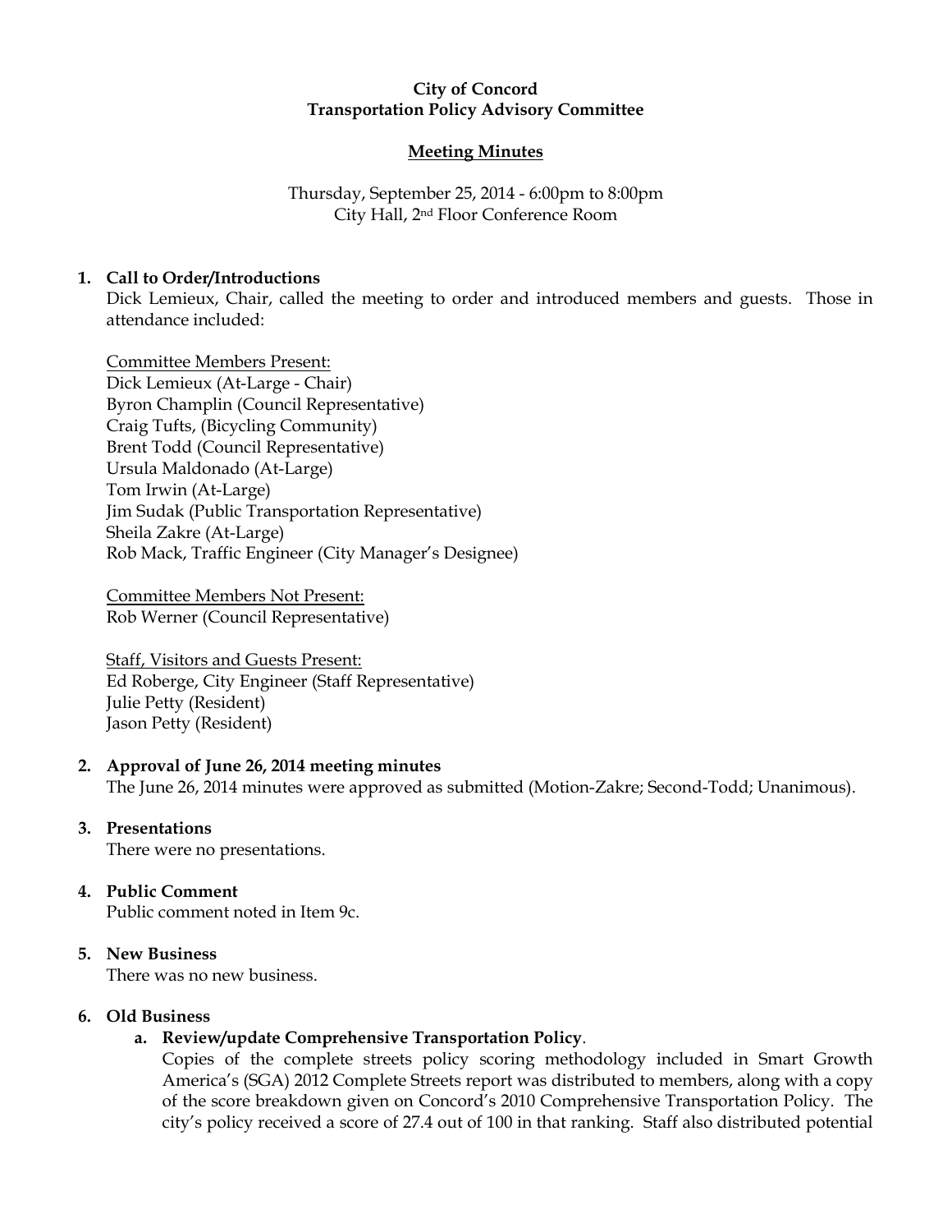**City of Concord**
**Transportation Policy Advisory Committee**

**Meeting Minutes**

Thursday, September 25, 2014 - 6:00pm to 8:00pm
City Hall, 2nd Floor Conference Room

1. **Call to Order/Introductions**
   Dick Lemieux, Chair, called the meeting to order and introduced members and guests. Those in attendance included:

   Committee Members Present:
   Dick Lemieux (At-Large - Chair)
   Byron Champlin (Council Representative)
   Craig Tufts, (Bicycling Community)
   Brent Todd (Council Representative)
   Ursula Maldonado (At-Large)
   Tom Irwin (At-Large)
   Jim Sudak (Public Transportation Representative)
   Sheila Zakre (At-Large)
   Rob Mack, Traffic Engineer (City Manager's Designee)

   Committee Members Not Present:
   Rob Werner (Council Representative)

   Staff, Visitors and Guests Present:
   Ed Roberge, City Engineer (Staff Representative)
   Julie Petty (Resident)
   Jason Petty (Resident)

2. **Approval of June 26, 2014 meeting minutes**
   The June 26, 2014 minutes were approved as submitted (Motion-Zakre; Second-Todd; Unanimous).

3. **Presentations**
   There were no presentations.

4. **Public Comment**
   Public comment noted in Item 9c.

5. **New Business**
   There was no new business.

6. **Old Business**
   a. **Review/update Comprehensive Transportation Policy**.
      Copies of the complete streets policy scoring methodology included in Smart Growth America's (SGA) 2012 Complete Streets report was distributed to members, along with a copy of the score breakdown given on Concord's 2010 Comprehensive Transportation Policy. The city's policy received a score of 27.4 out of 100 in that ranking. Staff also distributed potential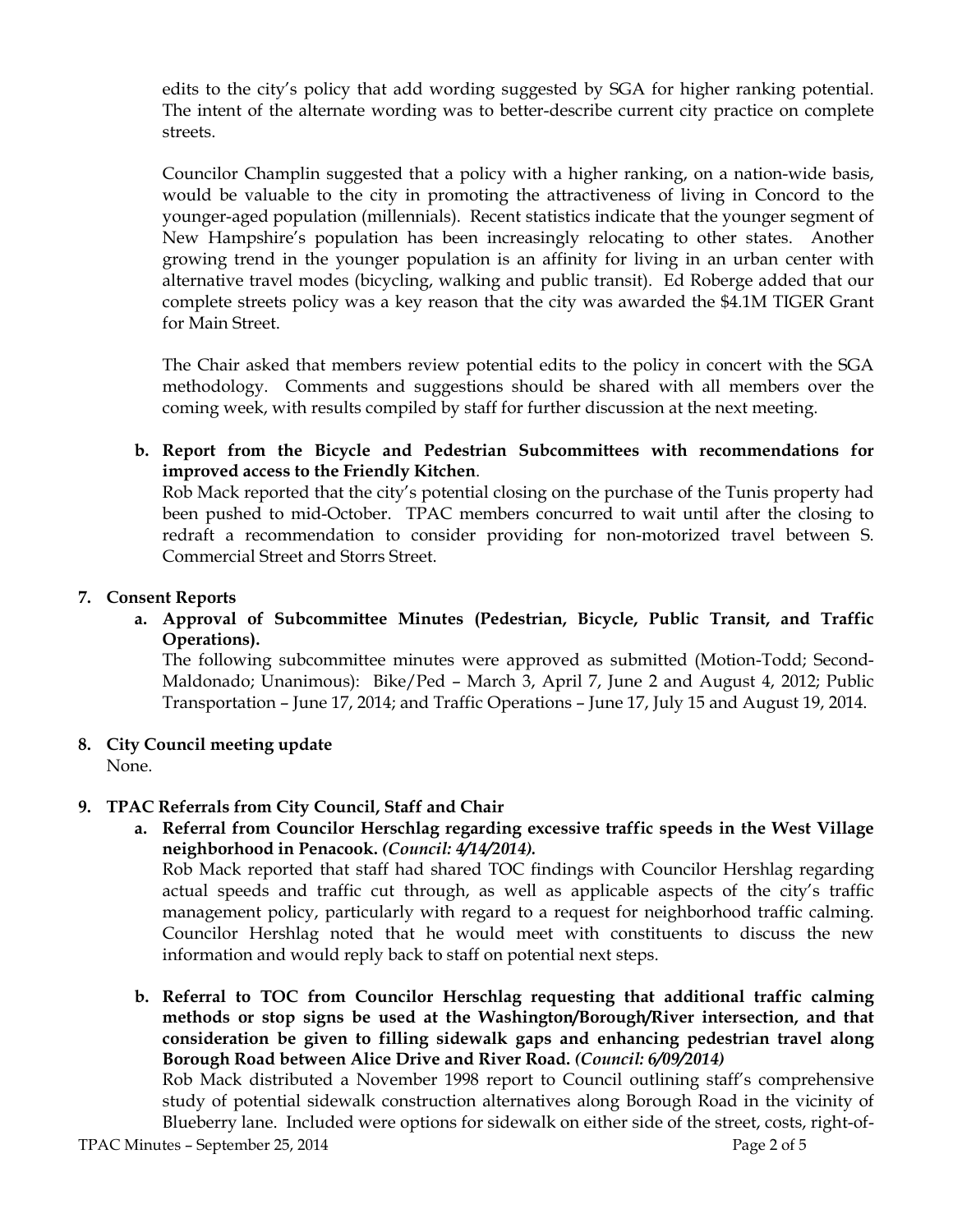edits to the city's policy that add wording suggested by SGA for higher ranking potential. The intent of the alternate wording was to better-describe current city practice on complete streets.

Councilor Champlin suggested that a policy with a higher ranking, on a nation-wide basis, would be valuable to the city in promoting the attractiveness of living in Concord to the younger-aged population (millennials). Recent statistics indicate that the younger segment of New Hampshire's population has been increasingly relocating to other states. Another growing trend in the younger population is an affinity for living in an urban center with alternative travel modes (bicycling, walking and public transit). Ed Roberge added that our complete streets policy was a key reason that the city was awarded the $4.1M TIGER Grant for Main Street.

The Chair asked that members review potential edits to the policy in concert with the SGA methodology. Comments and suggestions should be shared with all members over the coming week, with results compiled by staff for further discussion at the next meeting.

**b. Report from the Bicycle and Pedestrian Subcommittees with recommendations for improved access to the Friendly Kitchen.**
Rob Mack reported that the city's potential closing on the purchase of the Tunis property had been pushed to mid-October. TPAC members concurred to wait until after the closing to redraft a recommendation to consider providing for non-motorized travel between S. Commercial Street and Storrs Street.

**7. Consent Reports**

**a. Approval of Subcommittee Minutes (Pedestrian, Bicycle, Public Transit, and Traffic Operations).**
The following subcommittee minutes were approved as submitted (Motion-Todd; Second-Maldonado; Unanimous): Bike/Ped – March 3, April 7, June 2 and August 4, 2012; Public Transportation – June 17, 2014; and Traffic Operations – June 17, July 15 and August 19, 2014.

**8. City Council meeting update**
None.

**9. TPAC Referrals from City Council, Staff and Chair**

**a. Referral from Councilor Herschlag regarding excessive traffic speeds in the West Village neighborhood in Penacook.** ***(Council: 4/14/2014).***
Rob Mack reported that staff had shared TOC findings with Councilor Hershlag regarding actual speeds and traffic cut through, as well as applicable aspects of the city's traffic management policy, particularly with regard to a request for neighborhood traffic calming. Councilor Hershlag noted that he would meet with constituents to discuss the new information and would reply back to staff on potential next steps.

**b. Referral to TOC from Councilor Herschlag requesting that additional traffic calming methods or stop signs be used at the Washington/Borough/River intersection, and that consideration be given to filling sidewalk gaps and enhancing pedestrian travel along Borough Road between Alice Drive and River Road.** ***(Council: 6/09/2014)***
Rob Mack distributed a November 1998 report to Council outlining staff's comprehensive study of potential sidewalk construction alternatives along Borough Road in the vicinity of Blueberry lane. Included were options for sidewalk on either side of the street, costs, right-of-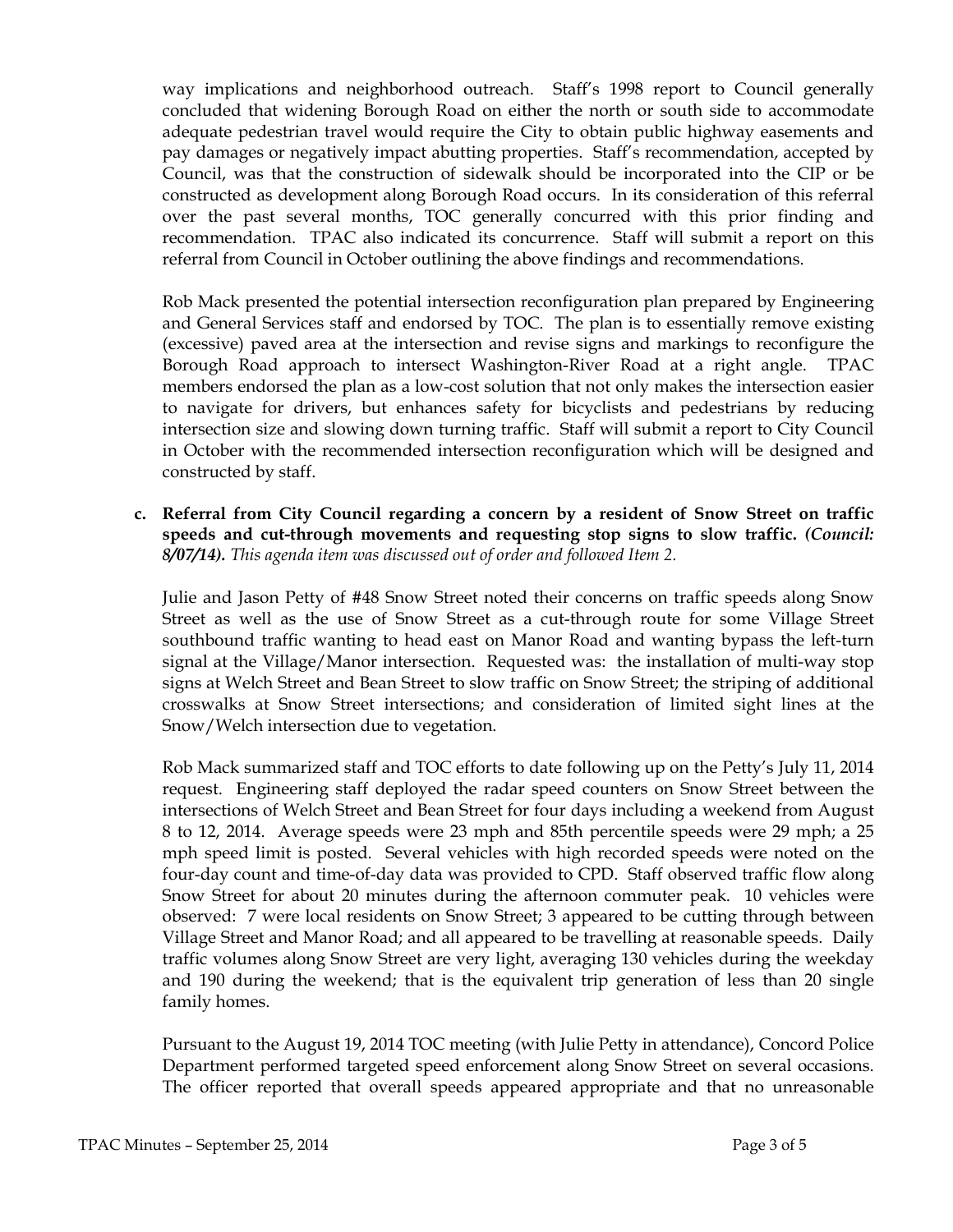way implications and neighborhood outreach. Staff's 1998 report to Council generally concluded that widening Borough Road on either the north or south side to accommodate adequate pedestrian travel would require the City to obtain public highway easements and pay damages or negatively impact abutting properties. Staff's recommendation, accepted by Council, was that the construction of sidewalk should be incorporated into the CIP or be constructed as development along Borough Road occurs. In its consideration of this referral over the past several months, TOC generally concurred with this prior finding and recommendation. TPAC also indicated its concurrence. Staff will submit a report on this referral from Council in October outlining the above findings and recommendations.

Rob Mack presented the potential intersection reconfiguration plan prepared by Engineering and General Services staff and endorsed by TOC. The plan is to essentially remove existing (excessive) paved area at the intersection and revise signs and markings to reconfigure the Borough Road approach to intersect Washington-River Road at a right angle. TPAC members endorsed the plan as a low-cost solution that not only makes the intersection easier to navigate for drivers, but enhances safety for bicyclists and pedestrians by reducing intersection size and slowing down turning traffic. Staff will submit a report to City Council in October with the recommended intersection reconfiguration which will be designed and constructed by staff.

**c. Referral from City Council regarding a concern by a resident of Snow Street on traffic speeds and cut-through movements and requesting stop signs to slow traffic. *(Council: 8/07/14).*** *This agenda item was discussed out of order and followed Item 2.*

Julie and Jason Petty of #48 Snow Street noted their concerns on traffic speeds along Snow Street as well as the use of Snow Street as a cut-through route for some Village Street southbound traffic wanting to head east on Manor Road and wanting bypass the left-turn signal at the Village/Manor intersection. Requested was: the installation of multi-way stop signs at Welch Street and Bean Street to slow traffic on Snow Street; the striping of additional crosswalks at Snow Street intersections; and consideration of limited sight lines at the Snow/Welch intersection due to vegetation.

Rob Mack summarized staff and TOC efforts to date following up on the Petty's July 11, 2014 request. Engineering staff deployed the radar speed counters on Snow Street between the intersections of Welch Street and Bean Street for four days including a weekend from August 8 to 12, 2014. Average speeds were 23 mph and 85th percentile speeds were 29 mph; a 25 mph speed limit is posted. Several vehicles with high recorded speeds were noted on the four-day count and time-of-day data was provided to CPD. Staff observed traffic flow along Snow Street for about 20 minutes during the afternoon commuter peak. 10 vehicles were observed: 7 were local residents on Snow Street; 3 appeared to be cutting through between Village Street and Manor Road; and all appeared to be travelling at reasonable speeds. Daily traffic volumes along Snow Street are very light, averaging 130 vehicles during the weekday and 190 during the weekend; that is the equivalent trip generation of less than 20 single family homes.

Pursuant to the August 19, 2014 TOC meeting (with Julie Petty in attendance), Concord Police Department performed targeted speed enforcement along Snow Street on several occasions. The officer reported that overall speeds appeared appropriate and that no unreasonable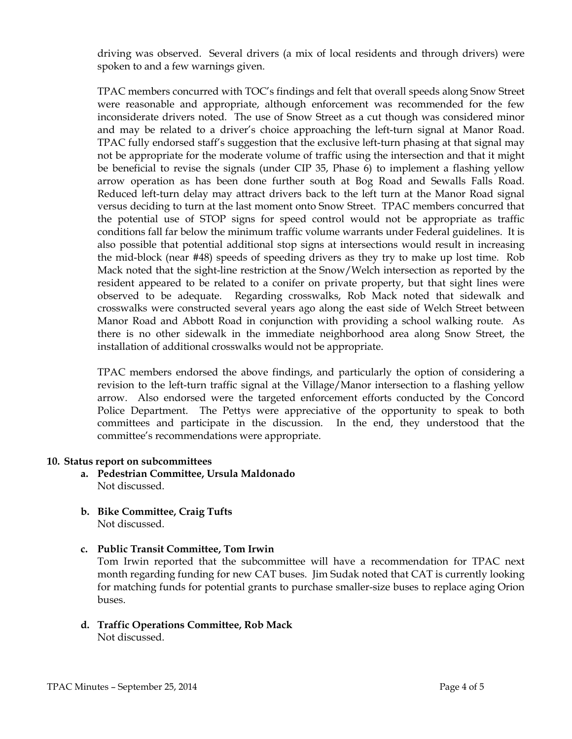driving was observed. Several drivers (a mix of local residents and through drivers) were spoken to and a few warnings given.

TPAC members concurred with TOC's findings and felt that overall speeds along Snow Street were reasonable and appropriate, although enforcement was recommended for the few inconsiderate drivers noted. The use of Snow Street as a cut though was considered minor and may be related to a driver's choice approaching the left-turn signal at Manor Road. TPAC fully endorsed staff's suggestion that the exclusive left-turn phasing at that signal may not be appropriate for the moderate volume of traffic using the intersection and that it might be beneficial to revise the signals (under CIP 35, Phase 6) to implement a flashing yellow arrow operation as has been done further south at Bog Road and Sewalls Falls Road. Reduced left-turn delay may attract drivers back to the left turn at the Manor Road signal versus deciding to turn at the last moment onto Snow Street. TPAC members concurred that the potential use of STOP signs for speed control would not be appropriate as traffic conditions fall far below the minimum traffic volume warrants under Federal guidelines. It is also possible that potential additional stop signs at intersections would result in increasing the mid-block (near #48) speeds of speeding drivers as they try to make up lost time. Rob Mack noted that the sight-line restriction at the Snow/Welch intersection as reported by the resident appeared to be related to a conifer on private property, but that sight lines were observed to be adequate. Regarding crosswalks, Rob Mack noted that sidewalk and crosswalks were constructed several years ago along the east side of Welch Street between Manor Road and Abbott Road in conjunction with providing a school walking route. As there is no other sidewalk in the immediate neighborhood area along Snow Street, the installation of additional crosswalks would not be appropriate.

TPAC members endorsed the above findings, and particularly the option of considering a revision to the left-turn traffic signal at the Village/Manor intersection to a flashing yellow arrow. Also endorsed were the targeted enforcement efforts conducted by the Concord Police Department. The Pettys were appreciative of the opportunity to speak to both committees and participate in the discussion. In the end, they understood that the committee's recommendations were appropriate.

**10. Status report on subcommittees**

**a. Pedestrian Committee, Ursula Maldonado**
Not discussed.

**b. Bike Committee, Craig Tufts**
Not discussed.

**c. Public Transit Committee, Tom Irwin**
Tom Irwin reported that the subcommittee will have a recommendation for TPAC next month regarding funding for new CAT buses. Jim Sudak noted that CAT is currently looking for matching funds for potential grants to purchase smaller-size buses to replace aging Orion buses.

**d. Traffic Operations Committee, Rob Mack**
Not discussed.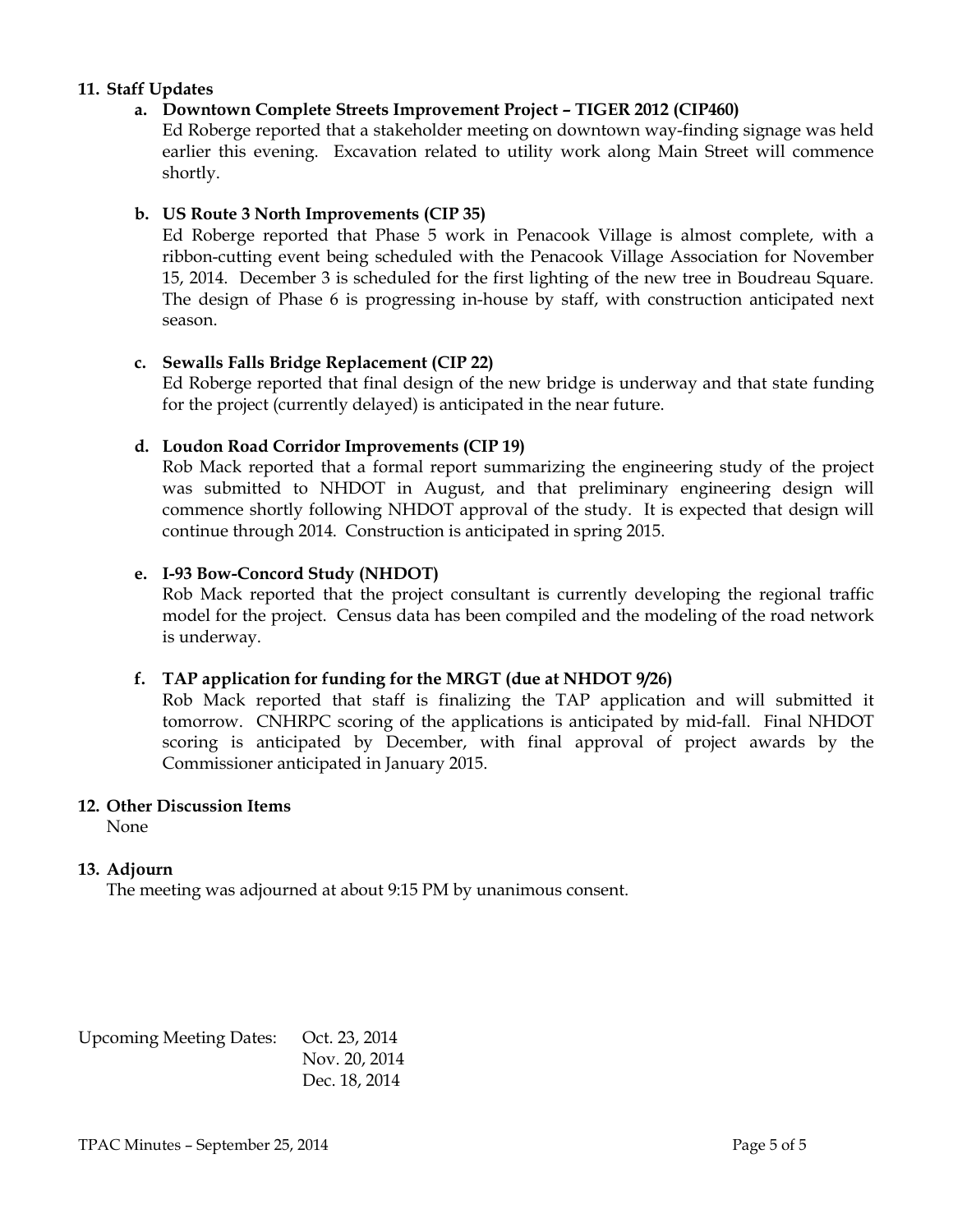**11. Staff Updates**

**a. Downtown Complete Streets Improvement Project – TIGER 2012 (CIP460)**

Ed Roberge reported that a stakeholder meeting on downtown way-finding signage was held earlier this evening. Excavation related to utility work along Main Street will commence shortly.

**b. US Route 3 North Improvements (CIP 35)**

Ed Roberge reported that Phase 5 work in Penacook Village is almost complete, with a ribbon-cutting event being scheduled with the Penacook Village Association for November 15, 2014. December 3 is scheduled for the first lighting of the new tree in Boudreau Square. The design of Phase 6 is progressing in-house by staff, with construction anticipated next season.

**c. Sewalls Falls Bridge Replacement (CIP 22)**

Ed Roberge reported that final design of the new bridge is underway and that state funding for the project (currently delayed) is anticipated in the near future.

**d. Loudon Road Corridor Improvements (CIP 19)**

Rob Mack reported that a formal report summarizing the engineering study of the project was submitted to NHDOT in August, and that preliminary engineering design will commence shortly following NHDOT approval of the study. It is expected that design will continue through 2014. Construction is anticipated in spring 2015.

**e. I-93 Bow-Concord Study (NHDOT)**

Rob Mack reported that the project consultant is currently developing the regional traffic model for the project. Census data has been compiled and the modeling of the road network is underway.

**f. TAP application for funding for the MRGT (due at NHDOT 9/26)**

Rob Mack reported that staff is finalizing the TAP application and will submitted it tomorrow. CNHRPC scoring of the applications is anticipated by mid-fall. Final NHDOT scoring is anticipated by December, with final approval of project awards by the Commissioner anticipated in January 2015.

**12. Other Discussion Items**

None

**13. Adjourn**

The meeting was adjourned at about 9:15 PM by unanimous consent.

Upcoming Meeting Dates: Oct. 23, 2014
Nov. 20, 2014
Dec. 18, 2014

TPAC Minutes – September 25, 2014